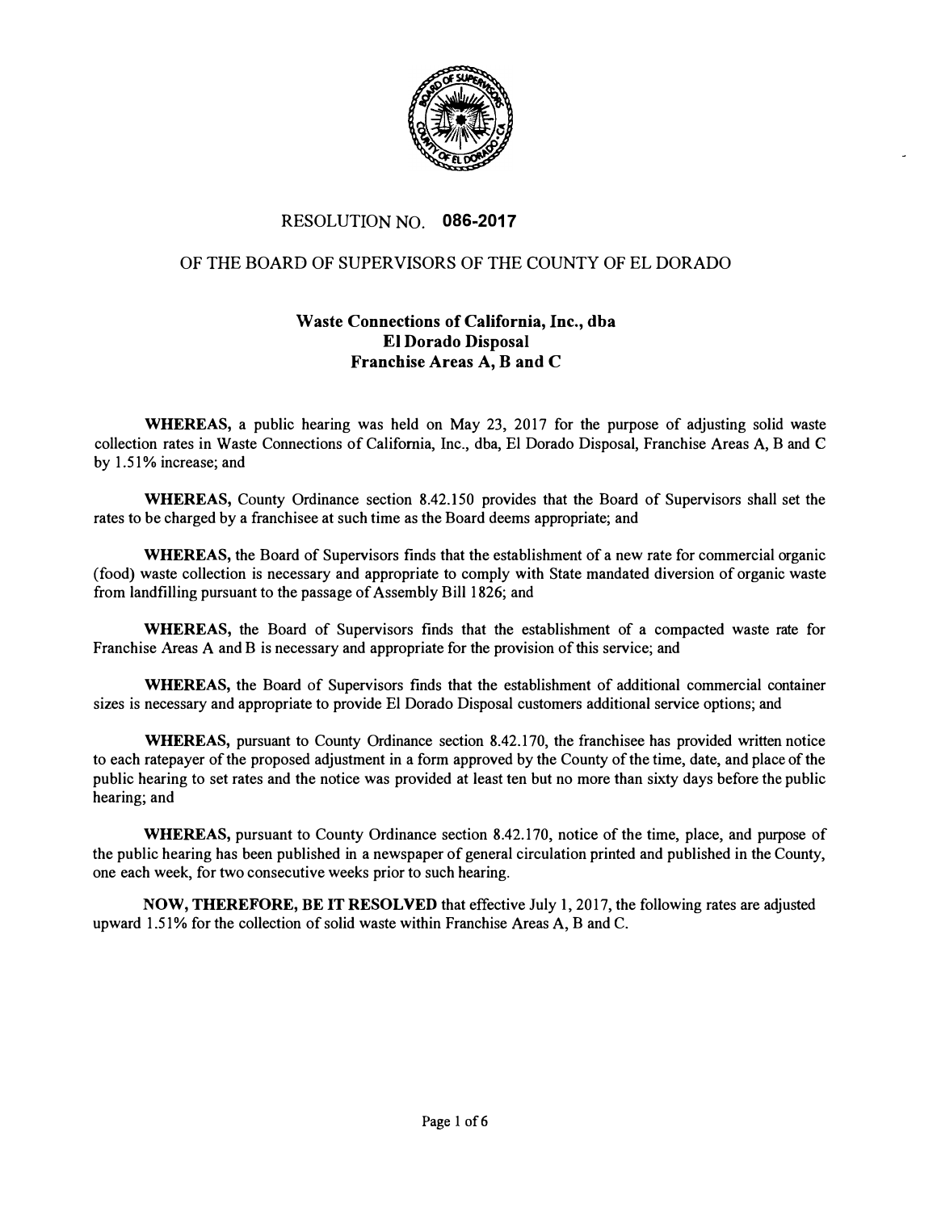# RESOLUTION NO. 086-2017

## OF THE BOARD OF SUPERVISORS OF THE COUNTY OF EL DORADO

### Waste Connections of California, Inc., dba
### El Dorado Disposal
### Franchise Areas A, B and C

**WHEREAS,** a public hearing was held on May 23, 2017 for the purpose of adjusting solid waste collection rates in Waste Connections of California, Inc., dba, El Dorado Disposal, Franchise Areas A, B and C by 1.51% increase; and

**WHEREAS,** County Ordinance section 8.42.150 provides that the Board of Supervisors shall set the rates to be charged by a franchisee at such time as the Board deems appropriate; and

**WHEREAS,** the Board of Supervisors finds that the establishment of a new rate for commercial organic (food) waste collection is necessary and appropriate to comply with State mandated diversion of organic waste from landfilling pursuant to the passage of Assembly Bill 1826; and

**WHEREAS,** the Board of Supervisors finds that the establishment of a compacted waste rate for Franchise Areas A and B is necessary and appropriate for the provision of this service; and

**WHEREAS,** the Board of Supervisors finds that the establishment of additional commercial container sizes is necessary and appropriate to provide El Dorado Disposal customers additional service options; and

**WHEREAS,** pursuant to County Ordinance section 8.42.170, the franchisee has provided written notice to each ratepayer of the proposed adjustment in a form approved by the County of the time, date, and place of the public hearing to set rates and the notice was provided at least ten but no more than sixty days before the public hearing; and

**WHEREAS,** pursuant to County Ordinance section 8.42.170, notice of the time, place, and purpose of the public hearing has been published in a newspaper of general circulation printed and published in the County, one each week, for two consecutive weeks prior to such hearing.

**NOW, THEREFORE, BE IT RESOLVED** that effective July 1, 2017, the following rates are adjusted upward 1.51% for the collection of solid waste within Franchise Areas A, B and C.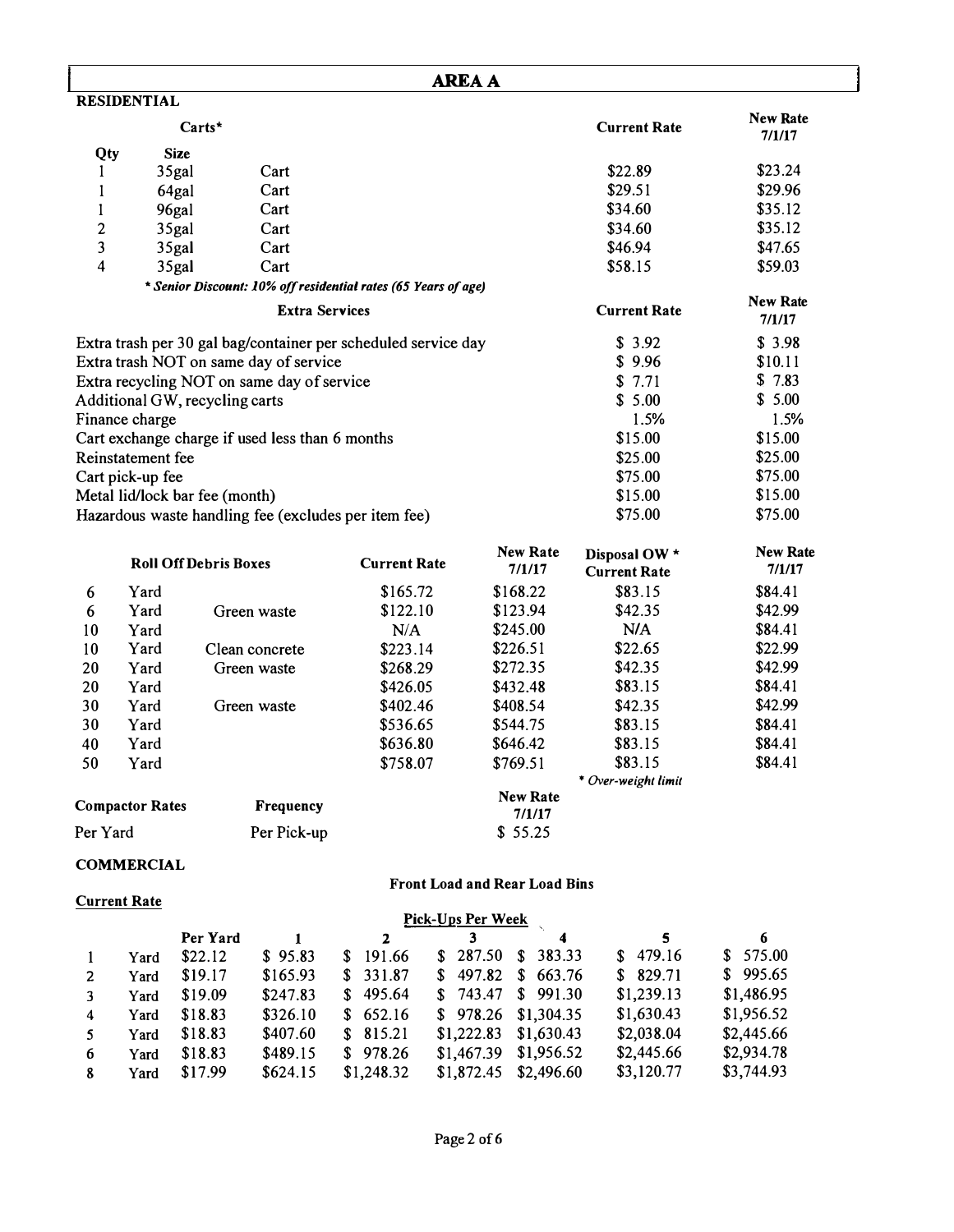# AREA A

## RESIDENTIAL

| Qty | Size | Carts* | Current Rate | New Rate 7/1/17 |
|---|---|---|---|---|
| 1 | 35gal | Cart | $22.89 | $23.24 |
| 1 | 64gal | Cart | $29.51 | $29.96 |
| 1 | 96gal | Cart | $34.60 | $35.12 |
| 2 | 35gal | Cart | $34.60 | $35.12 |
| 3 | 35gal | Cart | $46.94 | $47.65 |
| 4 | 35gal | Cart | $58.15 | $59.03 |

*\* Senior Discount: 10% off residential rates (65 Years of age)*

| Extra Services | Current Rate | New Rate 7/1/17 |
|---|---|---|
| Extra trash per 30 gal bag/container per scheduled service day | $ 3.92 | $ 3.98 |
| Extra trash NOT on same day of service | $ 9.96 | $10.11 |
| Extra recycling NOT on same day of service | $ 7.71 | $ 7.83 |
| Additional GW, recycling carts | $ 5.00 | $ 5.00 |
| Finance charge | 1.5% | 1.5% |
| Cart exchange charge if used less than 6 months | $15.00 | $15.00 |
| Reinstatement fee | $25.00 | $25.00 |
| Cart pick-up fee | $75.00 | $75.00 |
| Metal lid/lock bar fee (month) | $15.00 | $15.00 |
| Hazardous waste handling fee (excludes per item fee) | $75.00 | $75.00 |

| Roll Off Debris Boxes | | | Current Rate | New Rate 7/1/17 | Disposal OW * Current Rate | New Rate 7/1/17 |
|---|---|---|---|---|---|---|
| 6 | Yard | | $165.72 | $168.22 | $83.15 | $84.41 |
| 6 | Yard | Green waste | $122.10 | $123.94 | $42.35 | $42.99 |
| 10 | Yard | | N/A | $245.00 | N/A | $84.41 |
| 10 | Yard | Clean concrete | $223.14 | $226.51 | $22.65 | $22.99 |
| 20 | Yard | Green waste | $268.29 | $272.35 | $42.35 | $42.99 |
| 20 | Yard | | $426.05 | $432.48 | $83.15 | $84.41 |
| 30 | Yard | Green waste | $402.46 | $408.54 | $42.35 | $42.99 |
| 30 | Yard | | $536.65 | $544.75 | $83.15 | $84.41 |
| 40 | Yard | | $636.80 | $646.42 | $83.15 | $84.41 |
| 50 | Yard | | $758.07 | $769.51 | $83.15 | $84.41 |

*\* Over-weight limit*

| Compactor Rates | Frequency | New Rate 7/1/17 |
|---|---|---|
| Per Yard | Per Pick-up | $ 55.25 |

## COMMERCIAL

### Front Load and Rear Load Bins

**Current Rate**

| | | | Pick-Ups Per Week | | | | | |
|---|---|---|---|---|---|---|---|---|
| | | Per Yard | 1 | 2 | 3 | 4 | 5 | 6 |
| 1 | Yard | $22.12 | $ 95.83 | $ 191.66 | $ 287.50 | $ 383.33 | $ 479.16 | $ 575.00 |
| 2 | Yard | $19.17 | $165.93 | $ 331.87 | $ 497.82 | $ 663.76 | $ 829.71 | $ 995.65 |
| 3 | Yard | $19.09 | $247.83 | $ 495.64 | $ 743.47 | $ 991.30 | $1,239.13 | $1,486.95 |
| 4 | Yard | $18.83 | $326.10 | $ 652.16 | $ 978.26 | $1,304.35 | $1,630.43 | $1,956.52 |
| 5 | Yard | $18.83 | $407.60 | $ 815.21 | $1,222.83 | $1,630.43 | $2,038.04 | $2,445.66 |
| 6 | Yard | $18.83 | $489.15 | $ 978.26 | $1,467.39 | $1,956.52 | $2,445.66 | $2,934.78 |
| 8 | Yard | $17.99 | $624.15 | $1,248.32 | $1,872.45 | $2,496.60 | $3,120.77 | $3,744.93 |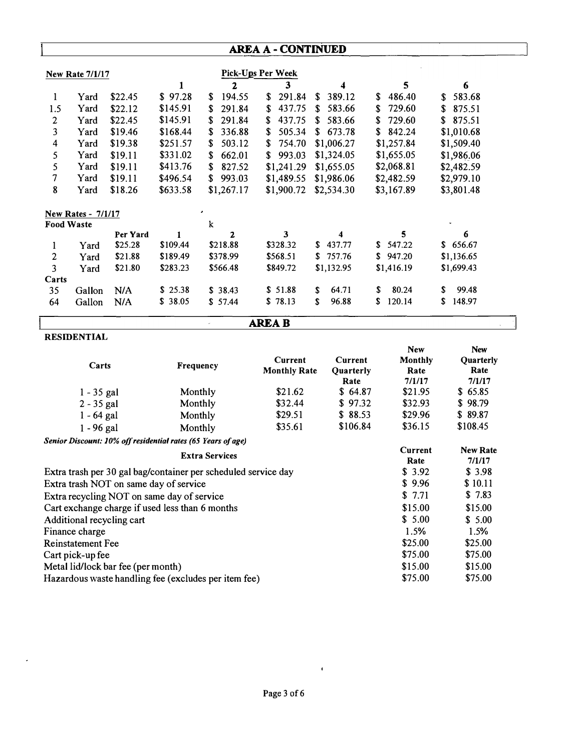## AREA A - CONTINUED

| New Rate 7/1/17 | | | Pick-Ups Per Week | | | | | |
|---|---|---|---|---|---|---|---|---|
| | | | 1 | 2 | 3 | 4 | 5 | 6 |
| 1 | Yard | $22.45 | $ 97.28 | $ 194.55 | $ 291.84 | $ 389.12 | $ 486.40 | $ 583.68 |
| 1.5 | Yard | $22.12 | $145.91 | $ 291.84 | $ 437.75 | $ 583.66 | $ 729.60 | $ 875.51 |
| 2 | Yard | $22.45 | $145.91 | $ 291.84 | $ 437.75 | $ 583.66 | $ 729.60 | $ 875.51 |
| 3 | Yard | $19.46 | $168.44 | $ 336.88 | $ 505.34 | $ 673.78 | $ 842.24 | $1,010.68 |
| 4 | Yard | $19.38 | $251.57 | $ 503.12 | $ 754.70 | $1,006.27 | $1,257.84 | $1,509.40 |
| 5 | Yard | $19.11 | $331.02 | $ 662.01 | $ 993.03 | $1,324.05 | $1,655.05 | $1,986.06 |
| 5 | Yard | $19.11 | $413.76 | $ 827.52 | $1,241.29 | $1,655.05 | $2,068.81 | $2,482.59 |
| 7 | Yard | $19.11 | $496.54 | $ 993.03 | $1,489.55 | $1,986.06 | $2,482.59 | $2,979.10 |
| 8 | Yard | $18.26 | $633.58 | $1,267.17 | $1,900.72 | $2,534.30 | $3,167.89 | $3,801.48 |

| New Rates - 7/1/17 Food Waste | | | | | | | | |
|---|---|---|---|---|---|---|---|---|
| | | Per Yard | 1 | 2 | 3 | 4 | 5 | 6 |
| 1 | Yard | $25.28 | $109.44 | $218.88 | $328.32 | $ 437.77 | $ 547.22 | $ 656.67 |
| 2 | Yard | $21.88 | $189.49 | $378.99 | $568.51 | $ 757.76 | $ 947.20 | $1,136.65 |
| 3 | Yard | $21.80 | $283.23 | $566.48 | $849.72 | $1,132.95 | $1,416.19 | $1,699.43 |
| Carts | | | | | | | | |
| 35 | Gallon | N/A | $ 25.38 | $ 38.43 | $ 51.88 | $ 64.71 | $ 80.24 | $ 99.48 |
| 64 | Gallon | N/A | $ 38.05 | $ 57.44 | $ 78.13 | $ 96.88 | $ 120.14 | $ 148.97 |

## AREA B

**RESIDENTIAL**

| Carts | Frequency | Current Monthly Rate | Current Quarterly Rate | New Monthly Rate 7/1/17 | New Quarterly Rate 7/1/17 |
|---|---|---|---|---|---|
| 1 - 35 gal | Monthly | $21.62 | $ 64.87 | $21.95 | $ 65.85 |
| 2 - 35 gal | Monthly | $32.44 | $ 97.32 | $32.93 | $ 98.79 |
| 1 - 64 gal | Monthly | $29.51 | $ 88.53 | $29.96 | $ 89.87 |
| 1 - 96 gal | Monthly | $35.61 | $106.84 | $36.15 | $108.45 |

***Senior Discount: 10% off residential rates (65 Years of age)***

| Extra Services | Current Rate | New Rate 7/1/17 |
|---|---|---|
| Extra trash per 30 gal bag/container per scheduled service day | $ 3.92 | $ 3.98 |
| Extra trash NOT on same day of service | $ 9.96 | $ 10.11 |
| Extra recycling NOT on same day of service | $ 7.71 | $ 7.83 |
| Cart exchange charge if used less than 6 months | $15.00 | $15.00 |
| Additional recycling cart | $ 5.00 | $ 5.00 |
| Finance charge | 1.5% | 1.5% |
| Reinstatement Fee | $25.00 | $25.00 |
| Cart pick-up fee | $75.00 | $75.00 |
| Metal lid/lock bar fee (per month) | $15.00 | $15.00 |
| Hazardous waste handling fee (excludes per item fee) | $75.00 | $75.00 |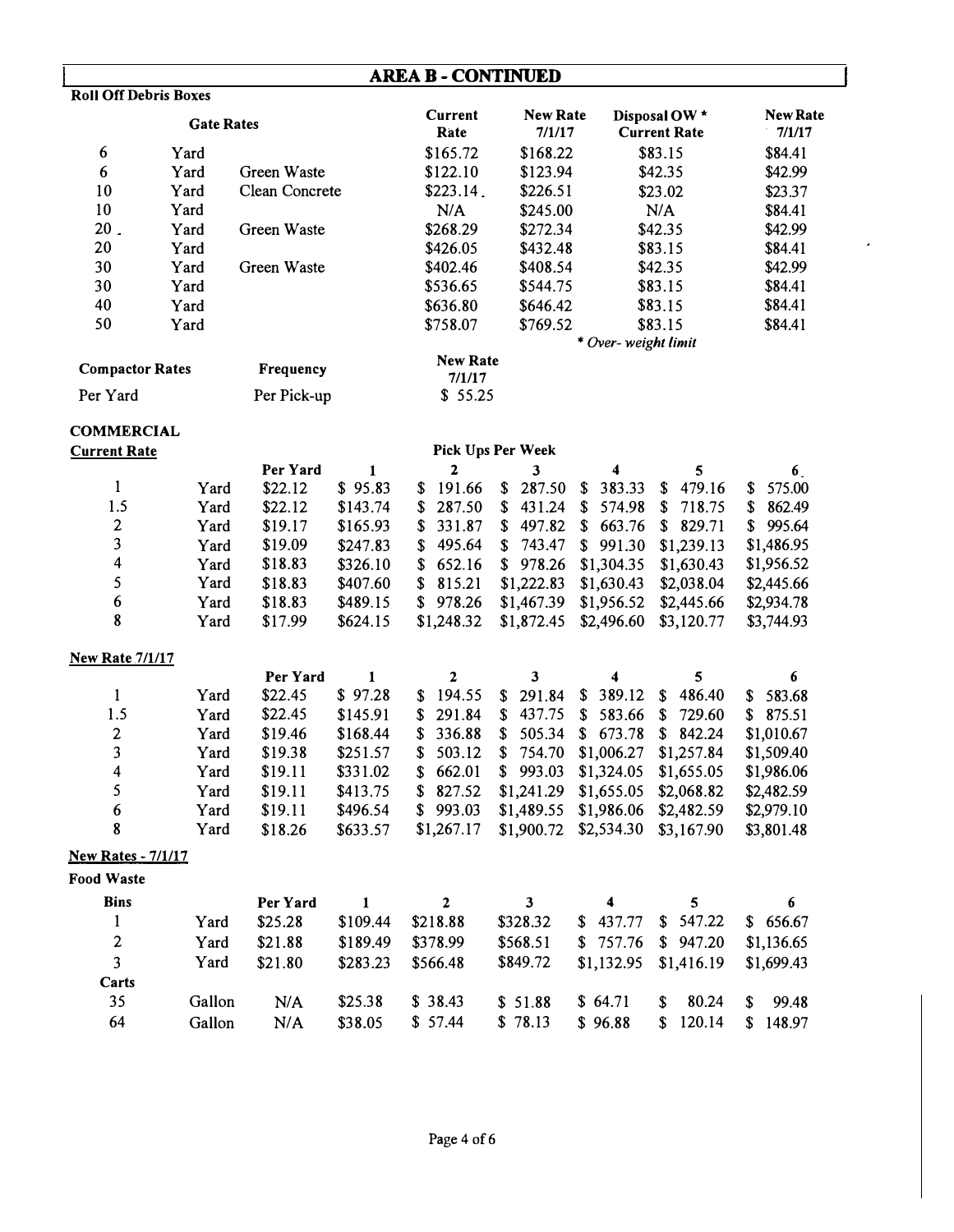## AREA B - CONTINUED

**Roll Off Debris Boxes**

| Gate Rates | | | Current Rate | New Rate 7/1/17 | Disposal OW * Current Rate | New Rate 7/1/17 |
|---|---|---|---|---|---|---|
| 6 | Yard | | $165.72 | $168.22 | $83.15 | $84.41 |
| 6 | Yard | Green Waste | $122.10 | $123.94 | $42.35 | $42.99 |
| 10 | Yard | Clean Concrete | $223.14 | $226.51 | $23.02 | $23.37 |
| 10 | Yard | | N/A | $245.00 | N/A | $84.41 |
| 20 | Yard | Green Waste | $268.29 | $272.34 | $42.35 | $42.99 |
| 20 | Yard | | $426.05 | $432.48 | $83.15 | $84.41 |
| 30 | Yard | Green Waste | $402.46 | $408.54 | $42.35 | $42.99 |
| 30 | Yard | | $536.65 | $544.75 | $83.15 | $84.41 |
| 40 | Yard | | $636.80 | $646.42 | $83.15 | $84.41 |
| 50 | Yard | | $758.07 | $769.52 | $83.15 | $84.41 |

*\* Over- weight limit*

| Compactor Rates | Frequency | New Rate 7/1/17 |
|---|---|---|
| Per Yard | Per Pick-up | $ 55.25 |

### COMMERCIAL

**Current Rate**

| | | Per Yard | Pick Ups Per Week 1 | 2 | 3 | 4 | 5 | 6 |
|---|---|---|---|---|---|---|---|---|
| 1 | Yard | $22.12 | $ 95.83 | $ 191.66 | $ 287.50 | $ 383.33 | $ 479.16 | $ 575.00 |
| 1.5 | Yard | $22.12 | $143.74 | $ 287.50 | $ 431.24 | $ 574.98 | $ 718.75 | $ 862.49 |
| 2 | Yard | $19.17 | $165.93 | $ 331.87 | $ 497.82 | $ 663.76 | $ 829.71 | $ 995.64 |
| 3 | Yard | $19.09 | $247.83 | $ 495.64 | $ 743.47 | $ 991.30 | $1,239.13 | $1,486.95 |
| 4 | Yard | $18.83 | $326.10 | $ 652.16 | $ 978.26 | $1,304.35 | $1,630.43 | $1,956.52 |
| 5 | Yard | $18.83 | $407.60 | $ 815.21 | $1,222.83 | $1,630.43 | $2,038.04 | $2,445.66 |
| 6 | Yard | $18.83 | $489.15 | $ 978.26 | $1,467.39 | $1,956.52 | $2,445.66 | $2,934.78 |
| 8 | Yard | $17.99 | $624.15 | $1,248.32 | $1,872.45 | $2,496.60 | $3,120.77 | $3,744.93 |

**New Rate 7/1/17**

| | | Per Yard | 1 | 2 | 3 | 4 | 5 | 6 |
|---|---|---|---|---|---|---|---|---|
| 1 | Yard | $22.45 | $ 97.28 | $ 194.55 | $ 291.84 | $ 389.12 | $ 486.40 | $ 583.68 |
| 1.5 | Yard | $22.45 | $145.91 | $ 291.84 | $ 437.75 | $ 583.66 | $ 729.60 | $ 875.51 |
| 2 | Yard | $19.46 | $168.44 | $ 336.88 | $ 505.34 | $ 673.78 | $ 842.24 | $1,010.67 |
| 3 | Yard | $19.38 | $251.57 | $ 503.12 | $ 754.70 | $1,006.27 | $1,257.84 | $1,509.40 |
| 4 | Yard | $19.11 | $331.02 | $ 662.01 | $ 993.03 | $1,324.05 | $1,655.05 | $1,986.06 |
| 5 | Yard | $19.11 | $413.75 | $ 827.52 | $1,241.29 | $1,655.05 | $2,068.82 | $2,482.59 |
| 6 | Yard | $19.11 | $496.54 | $ 993.03 | $1,489.55 | $1,986.06 | $2,482.59 | $2,979.10 |
| 8 | Yard | $18.26 | $633.57 | $1,267.17 | $1,900.72 | $2,534.30 | $3,167.90 | $3,801.48 |

**New Rates - 7/1/17**

**Food Waste**

| Bins | | Per Yard | 1 | 2 | 3 | 4 | 5 | 6 |
|---|---|---|---|---|---|---|---|---|
| 1 | Yard | $25.28 | $109.44 | $218.88 | $328.32 | $ 437.77 | $ 547.22 | $ 656.67 |
| 2 | Yard | $21.88 | $189.49 | $378.99 | $568.51 | $ 757.76 | $ 947.20 | $1,136.65 |
| 3 | Yard | $21.80 | $283.23 | $566.48 | $849.72 | $1,132.95 | $1,416.19 | $1,699.43 |
| **Carts** | | | | | | | | |
| 35 | Gallon | N/A | $25.38 | $ 38.43 | $ 51.88 | $ 64.71 | $ 80.24 | $ 99.48 |
| 64 | Gallon | N/A | $38.05 | $ 57.44 | $ 78.13 | $ 96.88 | $ 120.14 | $ 148.97 |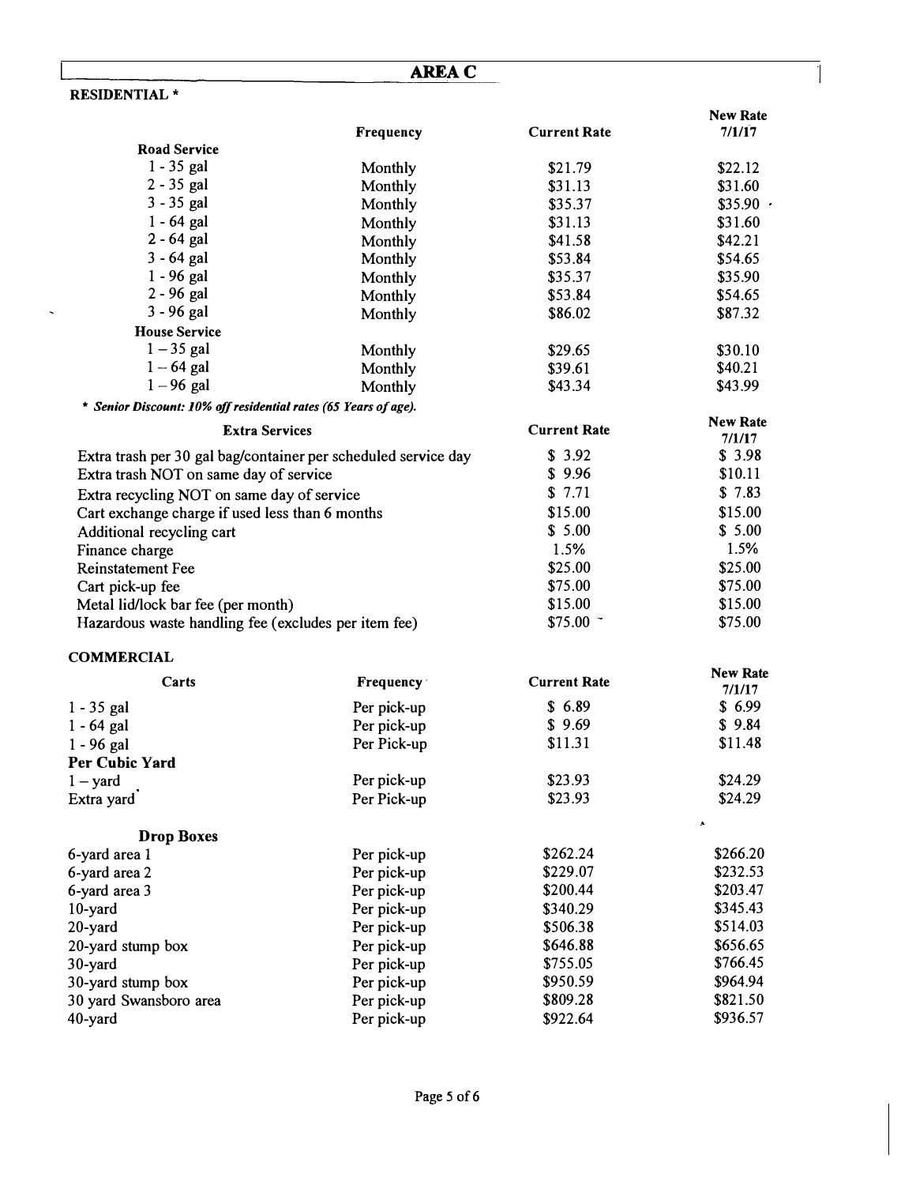## AREA C

### RESIDENTIAL *

| | Frequency | Current Rate | New Rate 7/1/17 |
|---|---|---|---|
| **Road Service** | | | |
| 1 - 35 gal | Monthly | $21.79 | $22.12 |
| 2 - 35 gal | Monthly | $31.13 | $31.60 |
| 3 - 35 gal | Monthly | $35.37 | $35.90 |
| 1 - 64 gal | Monthly | $31.13 | $31.60 |
| 2 - 64 gal | Monthly | $41.58 | $42.21 |
| 3 - 64 gal | Monthly | $53.84 | $54.65 |
| 1 - 96 gal | Monthly | $35.37 | $35.90 |
| 2 - 96 gal | Monthly | $53.84 | $54.65 |
| 3 - 96 gal | Monthly | $86.02 | $87.32 |
| **House Service** | | | |
| 1 – 35 gal | Monthly | $29.65 | $30.10 |
| 1 – 64 gal | Monthly | $39.61 | $40.21 |
| 1 – 96 gal | Monthly | $43.34 | $43.99 |

*\* Senior Discount: 10% off residential rates (65 Years of age).*

| Extra Services | Current Rate | New Rate 7/1/17 |
|---|---|---|
| Extra trash per 30 gal bag/container per scheduled service day | $ 3.92 | $ 3.98 |
| Extra trash NOT on same day of service | $ 9.96 | $10.11 |
| Extra recycling NOT on same day of service | $ 7.71 | $ 7.83 |
| Cart exchange charge if used less than 6 months | $15.00 | $15.00 |
| Additional recycling cart | $ 5.00 | $ 5.00 |
| Finance charge | 1.5% | 1.5% |
| Reinstatement Fee | $25.00 | $25.00 |
| Cart pick-up fee | $75.00 | $75.00 |
| Metal lid/lock bar fee (per month) | $15.00 | $15.00 |
| Hazardous waste handling fee (excludes per item fee) | $75.00 | $75.00 |

### COMMERCIAL

| Carts | Frequency | Current Rate | New Rate 7/1/17 |
|---|---|---|---|
| 1 - 35 gal | Per pick-up | $ 6.89 | $ 6.99 |
| 1 - 64 gal | Per pick-up | $ 9.69 | $ 9.84 |
| 1 - 96 gal | Per Pick-up | $11.31 | $11.48 |
| **Per Cubic Yard** | | | |
| 1 – yard | Per pick-up | $23.93 | $24.29 |
| Extra yard | Per Pick-up | $23.93 | $24.29 |
| **Drop Boxes** | | | |
| 6-yard area 1 | Per pick-up | $262.24 | $266.20 |
| 6-yard area 2 | Per pick-up | $229.07 | $232.53 |
| 6-yard area 3 | Per pick-up | $200.44 | $203.47 |
| 10-yard | Per pick-up | $340.29 | $345.43 |
| 20-yard | Per pick-up | $506.38 | $514.03 |
| 20-yard stump box | Per pick-up | $646.88 | $656.65 |
| 30-yard | Per pick-up | $755.05 | $766.45 |
| 30-yard stump box | Per pick-up | $950.59 | $964.94 |
| 30 yard Swansboro area | Per pick-up | $809.28 | $821.50 |
| 40-yard | Per pick-up | $922.64 | $936.57 |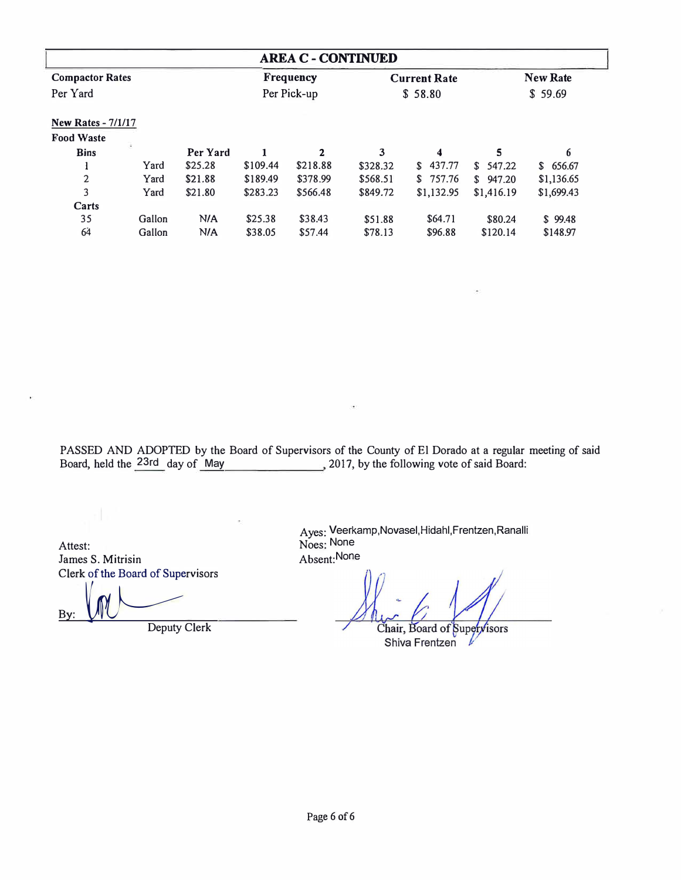## AREA C - CONTINUED

| **Compactor Rates** | **Frequency** | **Current Rate** | **New Rate** |
|---|---|---|---|
| Per Yard | Per Pick-up | $ 58.80 | $ 59.69 |

**New Rates - 7/1/17**

**Food Waste**

| **Bins** | | **Per Yard** | **1** | **2** | **3** | **4** | **5** | **6** |
|---|---|---|---|---|---|---|---|---|
| 1 | Yard | $25.28 | $109.44 | $218.88 | $328.32 | $ 437.77 | $ 547.22 | $ 656.67 |
| 2 | Yard | $21.88 | $189.49 | $378.99 | $568.51 | $ 757.76 | $ 947.20 | $1,136.65 |
| 3 | Yard | $21.80 | $283.23 | $566.48 | $849.72 | $1,132.95 | $1,416.19 | $1,699.43 |
| **Carts** | | | | | | | | |
| 35 | Gallon | N/A | $25.38 | $38.43 | $51.88 | $64.71 | $80.24 | $ 99.48 |
| 64 | Gallon | N/A | $38.05 | $57.44 | $78.13 | $96.88 | $120.14 | $148.97 |

PASSED AND ADOPTED by the Board of Supervisors of the County of El Dorado at a regular meeting of said Board, held the 23rd day of May, 2017, by the following vote of said Board:

Ayes: Veerkamp,Novasel,Hidahl,Frentzen,Ranalli
Noes: None
Absent: None

Attest:
James S. Mitrisin
Clerk of the Board of Supervisors

By: ____________________
Deputy Clerk

____________________
Chair, Board of Supervisors
Shiva Frentzen